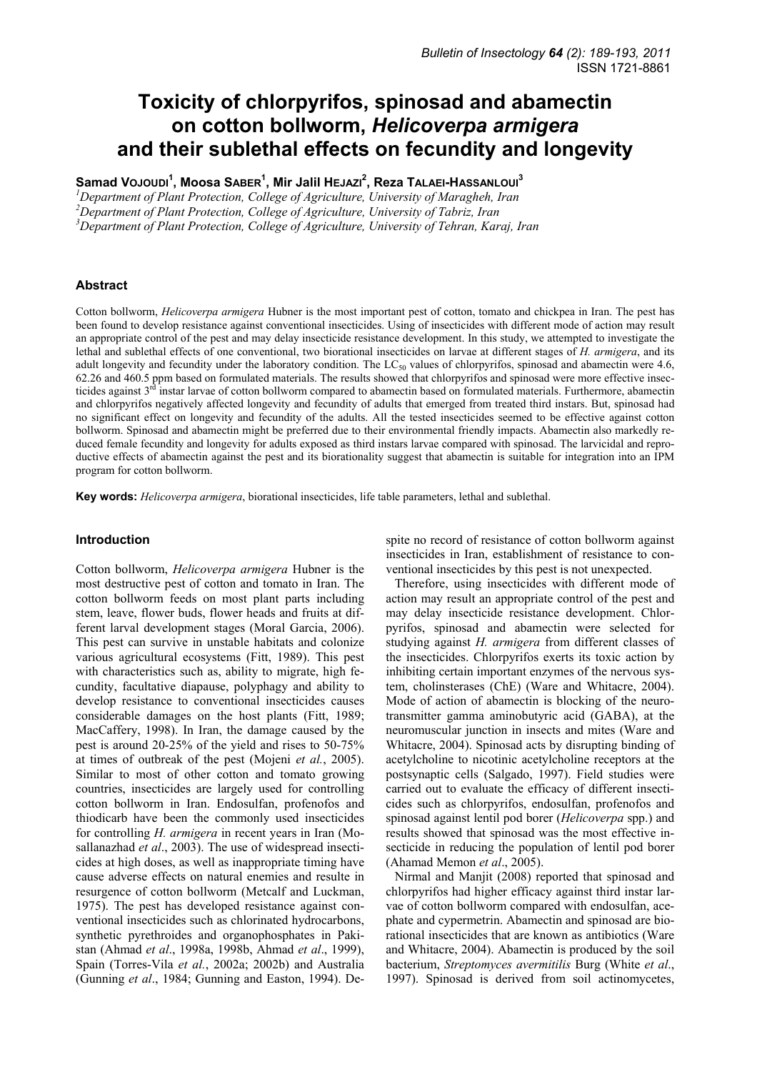# Toxicity of chlorpyrifos, spinosad and abamectin on cotton bollworm, *Helicoverpa armigera* and their sublethal effects on fecundity and longevity

**Samad VOJOUDI[1], Moosa SABER[1], Mir Jalil HEJAZI[2], Reza TALAEI-HASSANLOUI[3]**

[1]*Department of Plant Protection, College of Agriculture, University of Maragheh, Iran*
[2]*Department of Plant Protection, College of Agriculture, University of Tabriz, Iran*
[3]*Department of Plant Protection, College of Agriculture, University of Tehran, Karaj, Iran*

## Abstract

Cotton bollworm, *Helicoverpa armigera* Hubner is the most important pest of cotton, tomato and chickpea in Iran. The pest has been found to develop resistance against conventional insecticides. Using of insecticides with different mode of action may result an appropriate control of the pest and may delay insecticide resistance development. In this study, we attempted to investigate the lethal and sublethal effects of one conventional, two biorational insecticides on larvae at different stages of *H. armigera*, and its adult longevity and fecundity under the laboratory condition. The $LC_{50}$ values of chlorpyrifos, spinosad and abamectin were 4.6, 62.26 and 460.5 ppm based on formulated materials. The results showed that chlorpyrifos and spinosad were more effective insecticides against 3[rd] instar larvae of cotton bollworm compared to abamectin based on formulated materials. Furthermore, abamectin and chlorpyrifos negatively affected longevity and fecundity of adults that emerged from treated third instars. But, spinosad had no significant effect on longevity and fecundity of the adults. All the tested insecticides seemed to be effective against cotton bollworm. Spinosad and abamectin might be preferred due to their environmental friendly impacts. Abamectin also markedly reduced female fecundity and longevity for adults exposed as third instars larvae compared with spinosad. The larvicidal and reproductive effects of abamectin against the pest and its biorationality suggest that abamectin is suitable for the integration into an IPM program for cotton bollworm.

**Key words:** *Helicoverpa armigera*, biorational insecticides, life table parameters, lethal and sublethal.

## Introduction

Cotton bollworm, *Helicoverpa armigera* Hubner is the most destructive pest of cotton and tomato in Iran. The cotton bollworm feeds on most plant parts including stem, leave, flower buds, flower heads and fruits at different larval development stages (Moral Garcia, 2006). This pest can survive in unstable habitats and colonize various agricultural ecosystems (Fitt, 1989). This pest with characteristics such as, ability to migrate, high fecundity, facultative diapause, polyphagy and ability to develop resistance to conventional insecticides causes considerable damages on the host plants (Fitt, 1989; MacCaffery, 1998). In Iran, the damage caused by the pest is around 20-25% of the yield and rises to 50-75% at times of outbreak of the pest (Mojeni *et al.*, 2005). Similar to most of other cotton and tomato growing countries, insecticides are largely used for controlling cotton bollworm in Iran. Endosulfan, profenofos and thiodicarb have been the commonly used insecticides for controlling *H. armigera* in recent years in Iran (Mosallanazhad *et al*., 2003). The use of widespread insecticides at high doses, as well as inappropriate timing have cause adverse effects on natural enemies and resulte in resurgence of cotton bollworm (Metcalf and Luckman, 1975). The pest has developed resistance against conventional insecticides such as chlorinated hydrocarbons, synthetic pyrethroides and organophosphates in Pakistan (Ahmad *et al*., 1998a, 1998b, Ahmad *et al*., 1999), Spain (Torres-Vila *et al.*, 2002a; 2002b) and Australia (Gunning *et al*., 1984; Gunning and Easton, 1994). Despite no record of resistance of cotton bollworm against insecticides in Iran, establishment of resistance to conventional insecticides by this pest is not unexpected.

Therefore, using insecticides with different mode of action may result an appropriate control of the pest and may delay insecticide resistance development. Chlorpyrifos, spinosad and abamectin were selected for studying against *H. armigera* from different classes of the insecticides. Chlorpyrifos exerts its toxic action by inhibiting certain important enzymes of the nervous system, cholinesterases (ChE) (Ware and Whitacre, 2004). Mode of action of abamectin is blocking of the neurotransmitter gamma aminobutyric acid (GABA), at the neuromuscular junction in insects and mites (Ware and Whitacre, 2004). Spinosad acts by disrupting binding of acetylcholine to nicotinic acetylcholine receptors at the postsynaptic cells (Salgado, 1997). Field studies were carried out to evaluate the efficacy of different insecticides such as chlorpyrifos, endosulfan, profenofos and spinosad against lentil pod borer (*Helicoverpa* spp.) and results showed that spinosad was the most effective insecticide in reducing the population of lentil pod borer (Ahamad Memon *et al*., 2005).

Nirmal and Manjit (2008) reported that spinosad and chlorpyrifos had higher efficacy against third instar larvae of cotton bollworm compared with endosulfan, acephate and cypermetrin. Abamectin and spinosad are biorational insecticides that are known as antibiotics (Ware and Whitacre, 2004). Abamectin is produced by the soil bacterium, *Streptomyces avermitilis* Burg (White *et al*., 1997). Spinosad is derived from soil actinomycetes,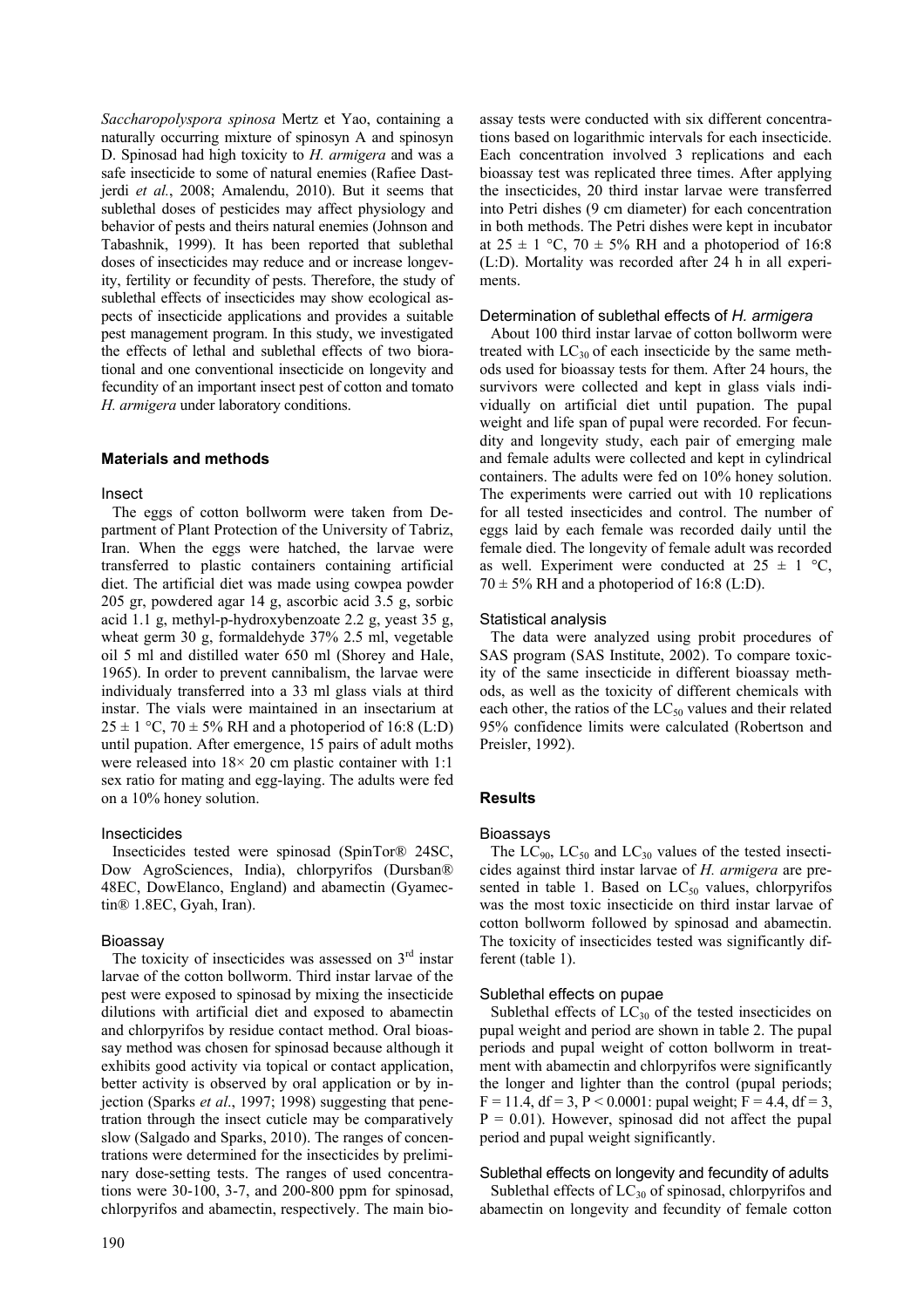*Saccharopolyspora spinosa* Mertz et Yao, containing a naturally occurring mixture of spinosyn A and spinosyn D. Spinosad had high toxicity to *H. armigera* and was a safe insecticide to some of natural enemies (Rafiee Dastjerdi *et al.*, 2008; Amalendu, 2010). But it seems that sublethal doses of pesticides may affect physiology and behavior of pests and theirs natural enemies (Johnson and Tabashnik, 1999). It has been reported that sublethal doses of insecticides may reduce and or increase longevity, fertility or fecundity of pests. Therefore, the study of sublethal effects of insecticides may show ecological aspects of insecticide applications and provides a suitable pest management program. In this study, we investigated the effects of lethal and sublethal effects of two biorational and one conventional insecticide on longevity and fecundity of an important insect pest of cotton and tomato *H. armigera* under laboratory conditions.

## Materials and methods

### Insect

The eggs of cotton bollworm were taken from Department of Plant Protection of the University of Tabriz, Iran. When the eggs were hatched, the larvae were transferred to plastic containers containing artificial diet. The artificial diet was made using cowpea powder 205 gr, powdered agar 14 g, ascorbic acid 3.5 g, sorbic acid 1.1 g, methyl-p-hydroxybenzoate 2.2 g, yeast 35 g, wheat germ 30 g, formaldehyde 37% 2.5 ml, vegetable oil 5 ml and distilled water 650 ml (Shorey and Hale, 1965). In order to prevent cannibalism, the larvae were individualy transferred into a 33 ml glass vials at third instar. The vials were maintained in an insectarium at $25 \pm 1$ °C, $70 \pm 5$% RH and a photoperiod of 16:8 (L:D) until pupation. After emergence, 15 pairs of adult moths were released into 18× 20 cm plastic container with 1:1 sex ratio for mating and egg-laying. The adults were fed on a 10% honey solution.

### Insecticides

Insecticides tested were spinosad (SpinTor® 24SC, Dow AgroSciences, India), chlorpyrifos (Dursban® 48EC, DowElanco, England) and abamectin (Gyamectin® 1.8EC, Gyah, Iran).

### Bioassay

The toxicity of insecticides was assessed on 3[rd] instar larvae of the cotton bollworm. Third instar larvae of the pest were exposed to spinosad by mixing the insecticide dilutions with artificial diet and exposed to abamectin and chlorpyrifos by residue contact method. Oral bioassay method was chosen for spinosad because although it exhibits good activity via topical or contact application, better activity is observed by oral application or by injection (Sparks *et al*., 1997; 1998) suggesting that penetration through the insect cuticle may be comparatively slow (Salgado and Sparks, 2010). The ranges of concentrations were determined for the insecticides by preliminary dose-setting tests. The ranges of used concentrations were 30-100, 3-7, and 200-800 ppm for spinosad, chlorpyrifos and abamectin, respectively. The main bioassay tests were conducted with six different concentrations based on logarithmic intervals for each insecticide. Each concentration involved 3 replications and each bioassay test was replicated three times. After applying the insecticides, 20 third instar larvae were transferred into Petri dishes (9 cm diameter) for each concentration in both methods. The Petri dishes were kept in incubator at $25 \pm 1$ °C, $70 \pm 5$% RH and a photoperiod of 16:8 (L:D). Mortality was recorded after 24 h in all experiments.

### Determination of sublethal effects of *H. armigera*

About 100 third instar larvae of cotton bollworm were treated with $LC_{30}$ of each insecticide by the same methods used for bioassay tests for them. After 24 hours, the survivors were collected and kept in glass vials individually on artificial diet until pupation. The pupal weight and life span of pupal were recorded. For fecundity and longevity study, each pair of emerging male and female adults were collected and kept in cylindrical containers. The adults were fed on 10% honey solution. The experiments were carried out with 10 replications for all tested insecticides and control. The number of eggs laid by each female was recorded daily until the female died. The longevity of female adult was recorded as well. Experiment were conducted at $25 \pm 1$ °C, $70 \pm 5$% RH and a photoperiod of 16:8 (L:D).

### Statistical analysis

The data were analyzed using probit procedures of SAS program (SAS Institute, 2002). To compare toxicity of the same insecticide in different bioassay methods, as well as the toxicity of different chemicals with each other, the ratios of the $LC_{50}$ values and their related 95% confidence limits were calculated (Robertson and Preisler, 1992).

## Results

### Bioassays

The $LC_{90}$, $LC_{50}$ and $LC_{30}$ values of the tested insecticides against third instar larvae of *H. armigera* are presented in table 1. Based on $LC_{50}$ values, chlorpyrifos was the most toxic insecticide on third instar larvae of cotton bollworm followed by spinosad and abamectin. The toxicity of insecticides tested was significantly different (table 1).

### Sublethal effects on pupae

Sublethal effects of $LC_{30}$ of the tested insecticides on pupal weight and period are shown in table 2. The pupal periods and pupal weight of cotton bollworm in treatment with abamectin and chlorpyrifos were significantly the longer and lighter than the control (pupal periods; $F = 11.4$, $df = 3$, $P < 0.0001$: pupal weight; $F = 4.4$, $df = 3$, $P = 0.01$). However, spinosad did not affect the pupal period and pupal weight significantly.

### Sublethal effects on longevity and fecundity of adults

Sublethal effects of $LC_{30}$ of spinosad, chlorpyrifos and abamectin on longevity and fecundity of female cotton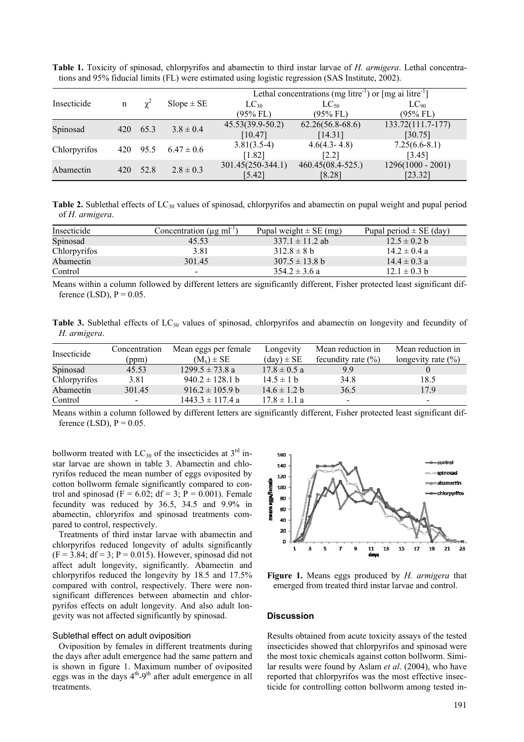**Table 1.** Toxicity of spinosad, chlorpyrifos and abamectin to third instar larvae of *H. armigera*. Lethal concentrations and 95% fiducial limits (FL) were estimated using logistic regression (SAS Institute, 2002).

| Insecticide | n | $\chi^2$ | Slope ± SE | Lethal concentrations (mg litre$^{-1}$) or [mg ai litre$^{-1}$] | | |
|---|---|---|---|---|---|---|
| | | | | $LC_{30}$ (95% FL) | $LC_{50}$ (95% FL) | $LC_{90}$ (95% FL) |
| Spinosad | 420 | 65.3 | 3.8 ± 0.4 | 45.53(39.9-50.2) [10.47] | 62.26(56.8-68.6) [14.31] | 133.72(111.7-177) [30.75] |
| Chlorpyrifos | 420 | 95.5 | 6.47 ± 0.6 | 3.81(3.5-4) [1.82] | 4.6(4.3- 4.8) [2.2] | 7.25(6.6-8.1) [3.45] |
| Abamectin | 420 | 52.8 | 2.8 ± 0.3 | 301.45(250-344.1) [5.42] | 460.45(08.4-525.) [8.28] | 1296(1000 - 2001) [23.32] |

**Table 2.** Sublethal effects of $LC_{30}$ values of spinosad, chlorpyrifos and abamectin on pupal weight and pupal period of *H. armigera*.

| Insecticide | Concentration (μg ml$^{-1}$) | Pupal weight ± SE (mg) | Pupal period ± SE (day) |
|---|---|---|---|
| Spinosad | 45.53 | 337.1 ± 11.2 ab | 12.5 ± 0.2 b |
| Chlorpyrifos | 3.81 | 312.8 ± 8 b | 14.2 ± 0.4 a |
| Abamectin | 301.45 | 307.5 ± 13.8 b | 14.4 ± 0.3 a |
| Control | - | 354.2 ± 3.6 a | 12.1 ± 0.3 b |

Means within a column followed by different letters are significantly different, Fisher protected least significant difference (LSD), P = 0.05.

**Table 3.** Sublethal effects of $LC_{30}$ values of spinosad, chlorpyrifos and abamectin on longevity and fecundity of *H. armigera*.

| Insecticide | Concentration (ppm) | Mean eggs per female ($M_x$) ± SE | Longevity (day) ± SE | Mean reduction in fecundity rate (%) | Mean reduction in longevity rate (%) |
|---|---|---|---|---|---|
| Spinosad | 45.53 | 1299.5 ± 73.8 a | 17.8 ± 0.5 a | 9.9 | 0 |
| Chlorpyrifos | 3.81 | 940.2 ± 128.1 b | 14.5 ± 1 b | 34.8 | 18.5 |
| Abamectin | 301.45 | 916.2 ± 105.9 b | 14.6 ± 1.2 b | 36.5 | 17.9 |
| Control | - | 1443.3 ± 117.4 a | 17.8 ± 1.1 a | - | - |

Means within a column followed by different letters are significantly different, Fisher protected least significant difference (LSD), P = 0.05.

bollworm treated with $LC_{30}$ of the insecticides at 3rd instar larvae are shown in table 3. Abamectin and chloryrifos reduced the mean number of eggs oviposited by cotton bollworm female significantly compared to control and spinosad ($F = 6.02$; df = 3; $P = 0.001$). Female fecundity was reduced by 36.5, 34.5 and 9.9% in abamectin, chloryrifos and spinosad treatments compared to control, respectively.

Treatments of third instar larvae with abamectin and chlorpyrifos reduced longevity of adults significantly ($F = 3.84$; df = 3; $P = 0.015$). However, spinosad did not affect adult longevity, significantly. Abamectin and chlorpyrifos reduced the longevity by 18.5 and 17.5% compared with control, respectively. There were non-significant differences between abamectin and chlorpyrifos effects on adult longevity. And also adult longevity was not affected significantly by spinosad.

### Sublethal effect on adult oviposition

Oviposition by females in different treatments during the days after adult emergence had the same pattern and is shown in figure 1. Maximum number of oviposited eggs was in the days 4th-9th after adult emergence in all treatments.

**Figure 1.** Means eggs produced by *H. armigera* that emerged from treated third instar larvae and control.

## Discussion

Results obtained from acute toxicity assays of the tested insecticides showed that chlorpyrifos and spinosad were the most toxic chemicals against cotton bollworm. Similar results were found by Aslam *et al*. (2004), who have reported that chlorpyrifos was the most effective insecticide for controlling cotton bollworm among tested in-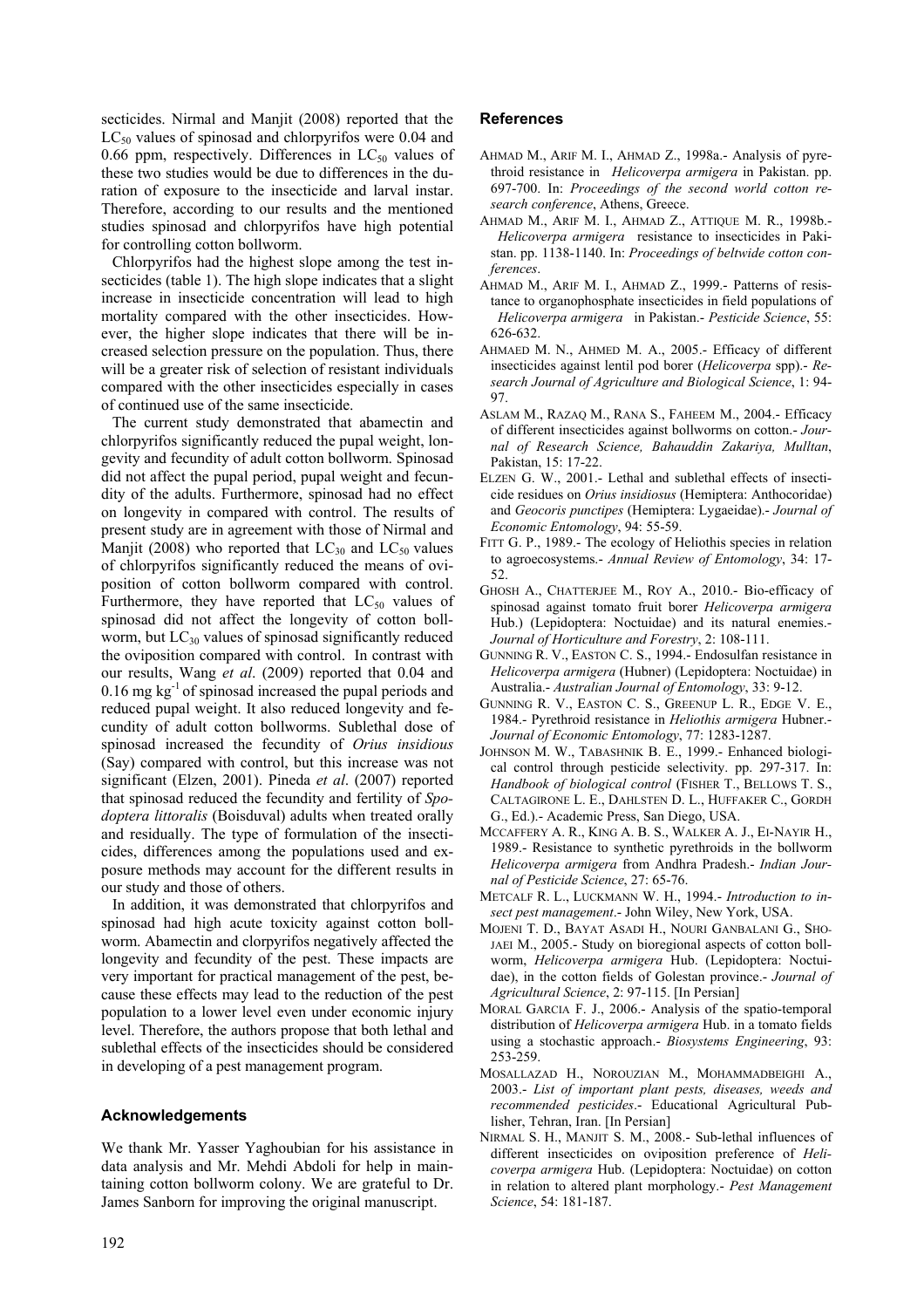secticides. Nirmal and Manjit (2008) reported that the $LC_{50}$ values of spinosad and chlorpyrifos were 0.04 and 0.66 ppm, respectively. Differences in $LC_{50}$ values of these two studies would be due to differences in the duration of exposure to the insecticide and larval instar. Therefore, according to our results and the mentioned studies spinosad and chlorpyrifos have high potential for controlling cotton bollworm.

Chlorpyrifos had the highest slope among the test insecticides (table 1). The high slope indicates that a slight increase in insecticide concentration will lead to high mortality compared with the other insecticides. However, the higher slope indicates that there will be increased selection pressure on the population. Thus, there will be a greater risk of selection of resistant individuals compared with the other insecticides especially in cases of continued use of the same insecticide.

The current study demonstrated that abamectin and chlorpyrifos significantly reduced the pupal weight, longevity and fecundity of adult cotton bollworm. Spinosad did not affect the pupal period, pupal weight and fecundity of the adults. Furthermore, spinosad had no effect on longevity in compared with control. The results of present study are in agreement with those of Nirmal and Manjit (2008) who reported that $LC_{30}$ and $LC_{50}$ values of chlorpyrifos significantly reduced the means of oviposition of cotton bollworm compared with control. Furthermore, they have reported that $LC_{50}$ values of spinosad did not affect the longevity of cotton bollworm, but $LC_{30}$ values of spinosad significantly reduced the oviposition compared with control. In contrast with our results, Wang *et al*. (2009) reported that 0.04 and 0.16 mg $kg^{-1}$ of spinosad increased the pupal periods and reduced pupal weight. It also reduced longevity and fecundity of adult cotton bollworms. Sublethal dose of spinosad increased the fecundity of *Orius insidious* (Say) compared with control, but this increase was not significant (Elzen, 2001). Pineda *et al*. (2007) reported that spinosad reduced the fecundity and fertility of *Spodoptera littoralis* (Boisduval) adults when treated orally and residually. The type of formulation of the insecticides, differences among the populations used and exposure methods may account for the different results in our study and those of others.

In addition, it was demonstrated that chlorpyrifos and spinosad had high acute toxicity against cotton bollworm. Abamectin and clorpyrifos negatively affected the longevity and fecundity of the pest. These impacts are very important for practical management of the pest, because these effects may lead to the reduction of the pest population to a lower level even under economic injury level. Therefore, the authors propose that both lethal and sublethal effects of the insecticides should be considered in developing of a pest management program.

## Acknowledgements

We thank Mr. Yasser Yaghoubian for his assistance in data analysis and Mr. Mehdi Abdoli for help in maintaining cotton bollworm colony. We are grateful to Dr. James Sanborn for improving the original manuscript.

## References

AHMAD M., ARIF M. I., AHMAD Z., 1998a.- Analysis of pyrethroid resistance in *Helicoverpa armigera* in Pakistan. pp. 697-700. In: *Proceedings of the second world cotton research conference*, Athens, Greece.

AHMAD M., ARIF M. I., AHMAD Z., ATTIQUE M. R., 1998b.- *Helicoverpa armigera* resistance to insecticides in Pakistan. pp. 1138-1140. In: *Proceedings of beltwide cotton conferences*.

AHMAD M., ARIF M. I., AHMAD Z., 1999.- Patterns of resistance to organophosphate insecticides in field populations of *Helicoverpa armigera* in Pakistan.- *Pesticide Science*, 55: 626-632.

AHMAED M. N., AHMED M. A., 2005.- Efficacy of different insecticides against lentil pod borer (*Helicoverpa* spp).- *Research Journal of Agriculture and Biological Science*, 1: 94-97.

ASLAM M., RAZAQ M., RANA S., FAHEEM M., 2004.- Efficacy of different insecticides against bollworms on cotton.- *Journal of Research Science, Bahauddin Zakariya, Mulltan*, Pakistan, 15: 17-22.

ELZEN G. W., 2001.- Lethal and sublethal effects of insecticide residues on *Orius insidiosus* (Hemiptera: Anthocoridae) and *Geocoris punctipes* (Hemiptera: Lygaeidae).- *Journal of Economic Entomology*, 94: 55-59.

FITT G. P., 1989.- The ecology of Heliothis species in relation to agroecosystems.- *Annual Review of Entomology*, 34: 17-52.

GHOSH A., CHATTERJEE M., ROY A., 2010.- Bio-efficacy of spinosad against tomato fruit borer *Helicoverpa armigera* Hub.) (Lepidoptera: Noctuidae) and its natural enemies.- *Journal of Horticulture and Forestry*, 2: 108-111.

GUNNING R. V., EASTON C. S., 1994.- Endosulfan resistance in *Helicoverpa armigera* (Hubner) (Lepidoptera: Noctuidae) in Australia.- *Australian Journal of Entomology*, 33: 9-12.

GUNNING R. V., EASTON C. S., GREENUP L. R., EDGE V. E., 1984.- Pyrethroid resistance in *Heliothis armigera* Hubner.- *Journal of Economic Entomology*, 77: 1283-1287.

JOHNSON M. W., TABASHNIK B. E., 1999.- Enhanced biological control through pesticide selectivity. pp. 297-317. In: *Handbook of biological control* (FISHER T., BELLOWS T. S., CALTAGIRONE L. E., DAHLSTEN D. L., HUFFAKER C., GORDH G., Ed.).- Academic Press, San Diego, USA.

MCCAFFERY A. R., KING A. B. S., WALKER A. J., EI-NAYIR H., 1989.- Resistance to synthetic pyrethroids in the bollworm *Helicoverpa armigera* from Andhra Pradesh.- *Indian Journal of Pesticide Science*, 27: 65-76.

METCALF R. L., LUCKMANN W. H., 1994.- *Introduction to insect pest management*.- John Wiley, New York, USA.

MOJENI T. D., BAYAT ASADI H., NOURI GANBALANI G., SHOJAEI M., 2005.- Study on bioregional aspects of cotton bollworm, *Helicoverpa armigera* Hub. (Lepidoptera: Noctuidae), in the cotton fields of Golestan province.- *Journal of Agricultural Science*, 2: 97-115. [In Persian]

MORAL GARCIA F. J., 2006.- Analysis of the spatio-temporal distribution of *Helicoverpa armigera* Hub. in a tomato fields using a stochastic approach.- *Biosystems Engineering*, 93: 253-259.

MOSALLAZAD H., NOROUZIAN M., MOHAMMADBEIGHI A., 2003.- *List of important plant pests, diseases, weeds and recommended pesticides*.- Educational Agricultural Publisher, Tehran, Iran. [In Persian]

NIRMAL S. H., MANJIT S. M., 2008.- Sub-lethal influences of different insecticides on oviposition preference of *Helicoverpa armigera* Hub. (Lepidoptera: Noctuidae) on cotton in relation to altered plant morphology.- *Pest Management Science*, 54: 181-187.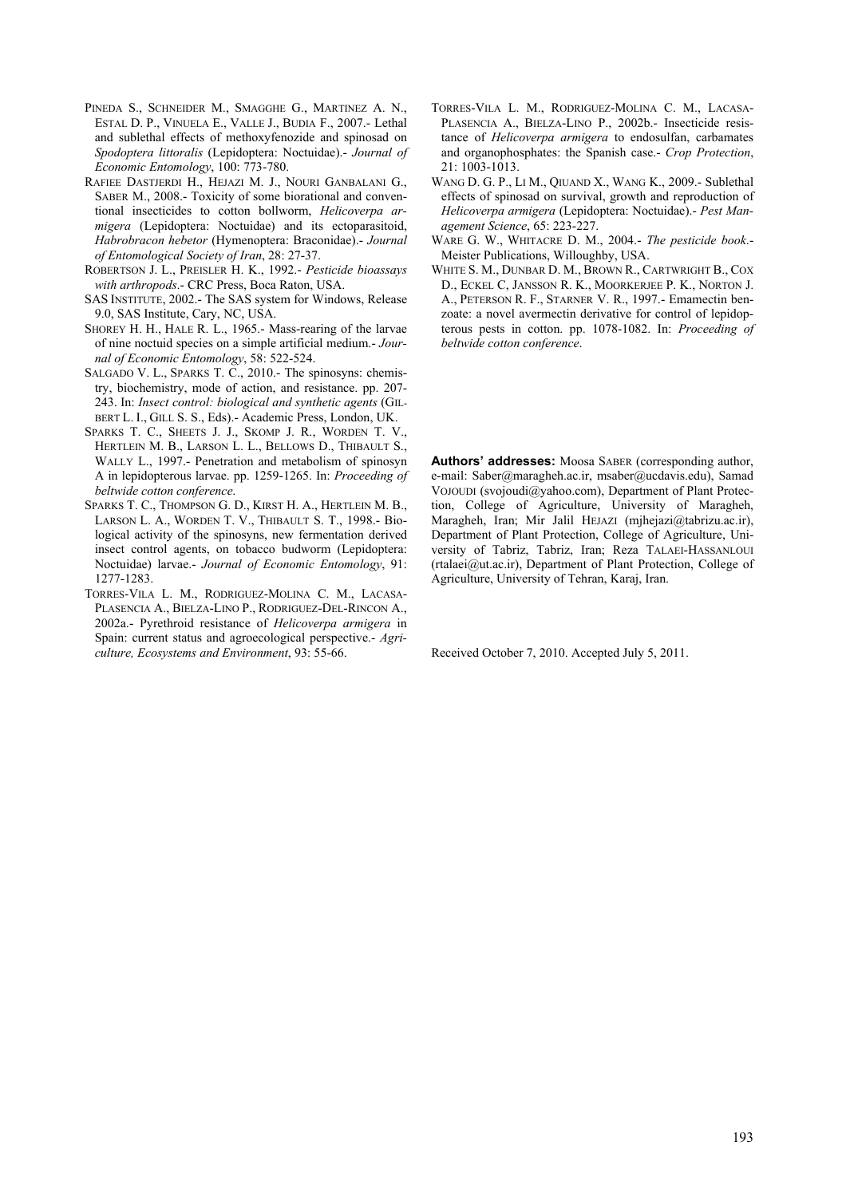PINEDA S., SCHNEIDER M., SMAGGHE G., MARTINEZ A. N., ESTAL D. P., VINUELA E., VALLE J., BUDIA F., 2007.- Lethal and sublethal effects of methoxyfenozide and spinosad on *Spodoptera littoralis* (Lepidoptera: Noctuidae).- *Journal of Economic Entomology*, 100: 773-780.

RAFIEE DASTJERDI H., HEJAZI M. J., NOURI GANBALANI G., SABER M., 2008.- Toxicity of some biorational and conventional insecticides to cotton bollworm, *Helicoverpa armigera* (Lepidoptera: Noctuidae) and its ectoparasitoid, *Habrobracon hebetor* (Hymenoptera: Braconidae).- *Journal of Entomological Society of Iran*, 28: 27-37.

ROBERTSON J. L., PREISLER H. K., 1992.- *Pesticide bioassays with arthropods*.- CRC Press, Boca Raton, USA.

SAS INSTITUTE, 2002.- The SAS system for Windows, Release 9.0, SAS Institute, Cary, NC, USA.

SHOREY H. H., HALE R. L., 1965.- Mass-rearing of the larvae of nine noctuid species on a simple artificial medium.- *Journal of Economic Entomology*, 58: 522-524.

SALGADO V. L., SPARKS T. C., 2010.- The spinosyns: chemistry, biochemistry, mode of action, and resistance. pp. 207-243. In: *Insect control: biological and synthetic agents* (GILBERT L. I., GILL S. S., Eds).- Academic Press, London, UK.

SPARKS T. C., SHEETS J. J., SKOMP J. R., WORDEN T. V., HERTLEIN M. B., LARSON L. L., BELLOWS D., THIBAULT S., WALLY L., 1997.- Penetration and metabolism of spinosyn A in lepidopterous larvae. pp. 1259-1265. In: *Proceeding of beltwide cotton conference*.

SPARKS T. C., THOMPSON G. D., KIRST H. A., HERTLEIN M. B., LARSON L. A., WORDEN T. V., THIBAULT S. T., 1998.- Biological activity of the spinosyns, new fermentation derived insect control agents, on tobacco budworm (Lepidoptera: Noctuidae) larvae.- *Journal of Economic Entomology*, 91: 1277-1283.

TORRES-VILA L. M., RODRIGUEZ-MOLINA C. M., LACASA-PLASENCIA A., BIELZA-LINO P., RODRIGUEZ-DEL-RINCON A., 2002a.- Pyrethroid resistance of *Helicoverpa armigera* in Spain: current status and agroecological perspective.- *Agriculture, Ecosystems and Environment*, 93: 55-66.

TORRES-VILA L. M., RODRIGUEZ-MOLINA C. M., LACASA-PLASENCIA A., BIELZA-LINO P., 2002b.- Insecticide resistance of *Helicoverpa armigera* to endosulfan, carbamates and organophosphates: the Spanish case.- *Crop Protection*, 21: 1003-1013.

WANG D. G. P., LI M., QIUAND X., WANG K., 2009.- Sublethal effects of spinosad on survival, growth and reproduction of *Helicoverpa armigera* (Lepidoptera: Noctuidae).- *Pest Management Science*, 65: 223-227.

WARE G. W., WHITACRE D. M., 2004.- *The pesticide book*.- Meister Publications, Willoughby, USA.

WHITE S. M., DUNBAR D. M., BROWN R., CARTWRIGHT B., COX D., ECKEL C, JANSSON R. K., MOORKERJEE P. K., NORTON J. A., PETERSON R. F., STARNER V. R., 1997.- Emamectin benzoate: a novel avermectin derivative for control of lepidopterous pests in cotton. pp. 1078-1082. In: *Proceeding of beltwide cotton conference*.

**Authors' addresses:** Moosa SABER (corresponding author, e-mail: Saber@maragheh.ac.ir, msaber@ucdavis.edu), Samad VOJOUDI (svojoudi@yahoo.com), Department of Plant Protection, College of Agriculture, University of Maragheh, Maragheh, Iran; Mir Jalil HEJAZI (mjhejazi@tabrizu.ac.ir), Department of Plant Protection, College of Agriculture, University of Tabriz, Tabriz, Iran; Reza TALAEI-HASSANLOUI (rtalaei@ut.ac.ir), Department of Plant Protection, College of Agriculture, University of Tehran, Karaj, Iran.

Received October 7, 2010. Accepted July 5, 2011.